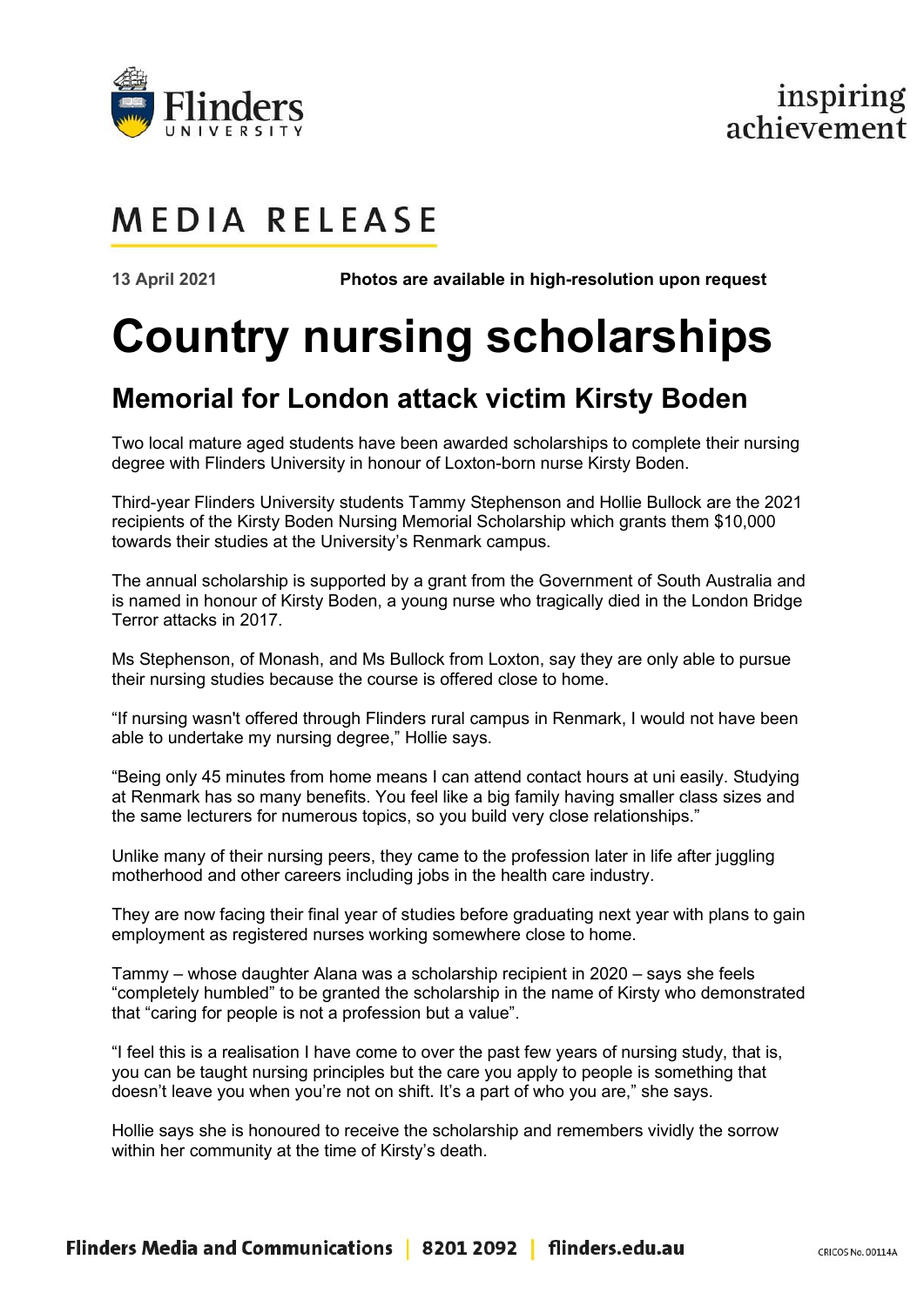Flinders UNIVERSITY

inspiring achievement

MEDIA RELEASE

**13 April 2021** **Photos are available in high-resolution upon request**

# Country nursing scholarships

## Memorial for London attack victim Kirsty Boden

Two local mature aged students have been awarded scholarships to complete their nursing degree with Flinders University in honour of Loxton-born nurse Kirsty Boden.

Third-year Flinders University students Tammy Stephenson and Hollie Bullock are the 2021 recipients of the Kirsty Boden Nursing Memorial Scholarship which grants them $10,000 towards their studies at the University's Renmark campus.

The annual scholarship is supported by a grant from the Government of South Australia and is named in honour of Kirsty Boden, a young nurse who tragically died in the London Bridge Terror attacks in 2017.

Ms Stephenson, of Monash, and Ms Bullock from Loxton, say they are only able to pursue their nursing studies because the course is offered close to home.

"If nursing wasn't offered through Flinders rural campus in Renmark, I would not have been able to undertake my nursing degree," Hollie says.

"Being only 45 minutes from home means I can attend contact hours at uni easily. Studying at Renmark has so many benefits. You feel like a big family having smaller class sizes and the same lecturers for numerous topics, so you build very close relationships."

Unlike many of their nursing peers, they came to the profession later in life after juggling motherhood and other careers including jobs in the health care industry.

They are now facing their final year of studies before graduating next year with plans to gain employment as registered nurses working somewhere close to home.

Tammy – whose daughter Alana was a scholarship recipient in 2020 – says she feels "completely humbled" to be granted the scholarship in the name of Kirsty who demonstrated that "caring for people is not a profession but a value".

"I feel this is a realisation I have come to over the past few years of nursing study, that is, you can be taught nursing principles but the care you apply to people is something that doesn't leave you when you're not on shift. It's a part of who you are," she says.

Hollie says she is honoured to receive the scholarship and remembers vividly the sorrow within her community at the time of Kirsty's death.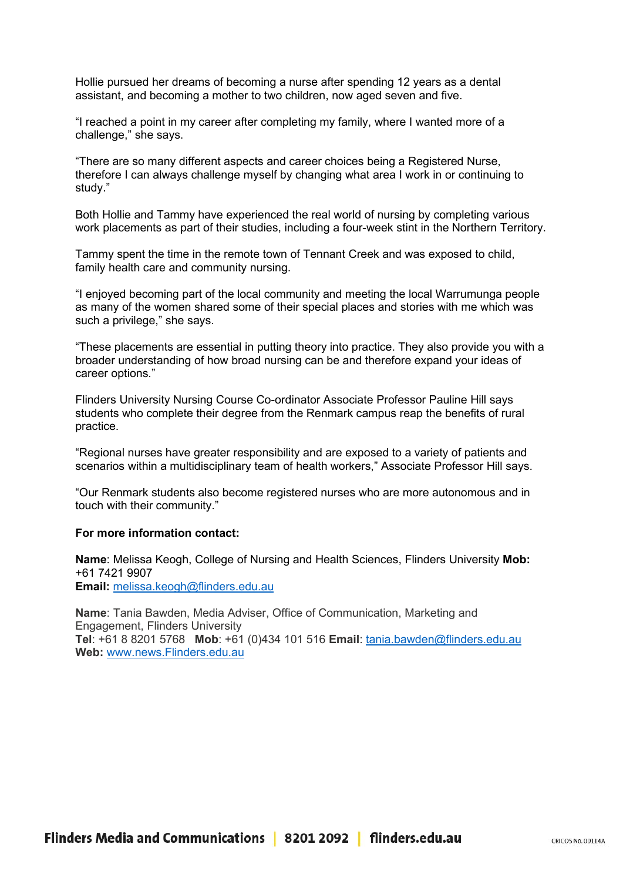Hollie pursued her dreams of becoming a nurse after spending 12 years as a dental assistant, and becoming a mother to two children, now aged seven and five.

"I reached a point in my career after completing my family, where I wanted more of a challenge," she says.

"There are so many different aspects and career choices being a Registered Nurse, therefore I can always challenge myself by changing what area I work in or continuing to study."

Both Hollie and Tammy have experienced the real world of nursing by completing various work placements as part of their studies, including a four-week stint in the Northern Territory.

Tammy spent the time in the remote town of Tennant Creek and was exposed to child, family health care and community nursing.

"I enjoyed becoming part of the local community and meeting the local Warrumunga people as many of the women shared some of their special places and stories with me which was such a privilege," she says.

"These placements are essential in putting theory into practice. They also provide you with a broader understanding of how broad nursing can be and therefore expand your ideas of career options."

Flinders University Nursing Course Co-ordinator Associate Professor Pauline Hill says students who complete their degree from the Renmark campus reap the benefits of rural practice.

"Regional nurses have greater responsibility and are exposed to a variety of patients and scenarios within a multidisciplinary team of health workers," Associate Professor Hill says.

"Our Renmark students also become registered nurses who are more autonomous and in touch with their community."

**For more information contact:**

**Name**: Melissa Keogh, College of Nursing and Health Sciences, Flinders University **Mob:** +61 7421 9907
**Email:** melissa.keogh@flinders.edu.au

**Name**: Tania Bawden, Media Adviser, Office of Communication, Marketing and Engagement, Flinders University
**Tel**: +61 8 8201 5768 **Mob**: +61 (0)434 101 516 **Email**: tania.bawden@flinders.edu.au
**Web:** www.news.Flinders.edu.au